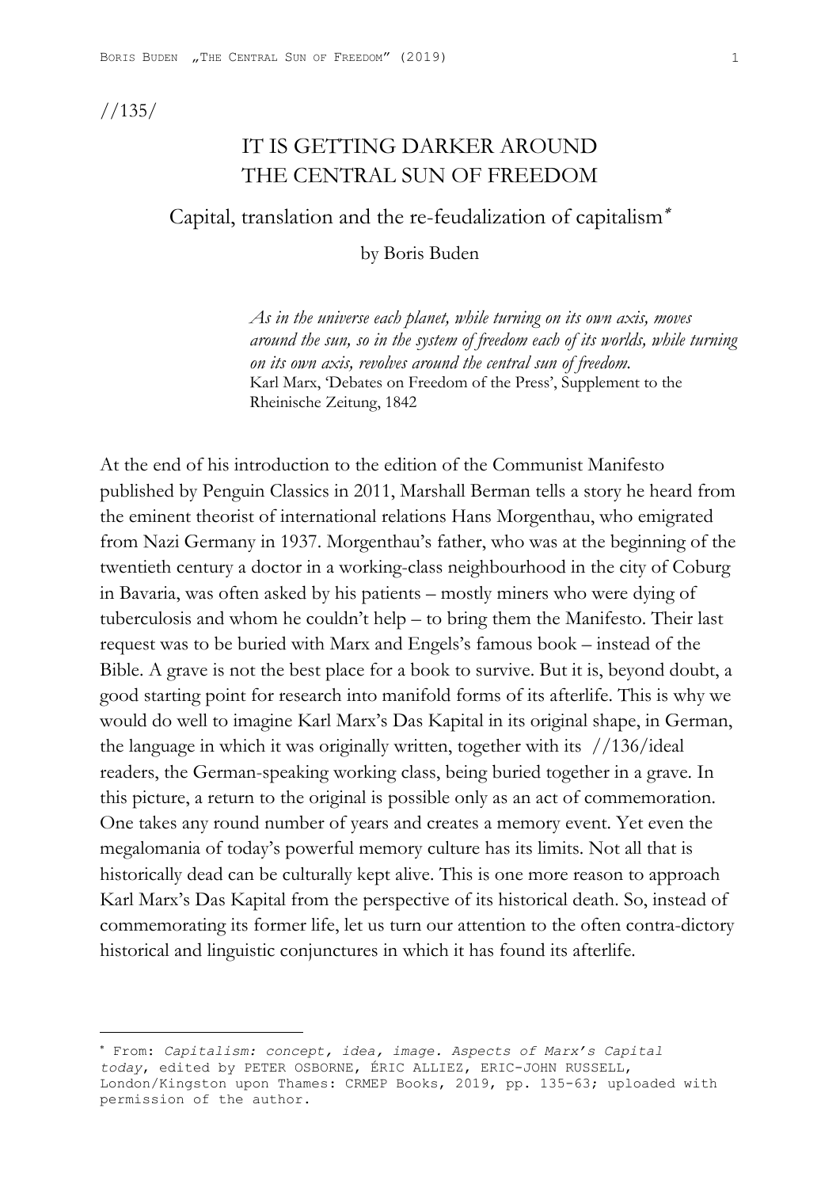//135/

# IT IS GETTING DARKER AROUND THE CENTRAL SUN OF FREEDOM

## Capital, translation and the re-feudalization of capitalism*

by Boris Buden

> *As in the universe each planet, while turning on its own axis, moves around the sun, so in the system of freedom each of its worlds, while turning on its own axis, revolves around the central sun of freedom.*
> Karl Marx, 'Debates on Freedom of the Press', Supplement to the Rheinische Zeitung, 1842

At the end of his introduction to the edition of the Communist Manifesto published by Penguin Classics in 2011, Marshall Berman tells a story he heard from the eminent theorist of international relations Hans Morgenthau, who emigrated from Nazi Germany in 1937. Morgenthau's father, who was at the beginning of the twentieth century a doctor in a working-class neighbourhood in the city of Coburg in Bavaria, was often asked by his patients – mostly miners who were dying of tuberculosis and whom he couldn't help – to bring them the Manifesto. Their last request was to be buried with Marx and Engels's famous book – instead of the Bible. A grave is not the best place for a book to survive. But it is, beyond doubt, a good starting point for research into manifold forms of its afterlife. This is why we would do well to imagine Karl Marx's Das Kapital in its original shape, in German, the language in which it was originally written, together with its //136/ideal readers, the German-speaking working class, being buried together in a grave. In this picture, a return to the original is possible only as an act of commemoration. One takes any round number of years and creates a memory event. Yet even the megalomania of today's powerful memory culture has its limits. Not all that is historically dead can be culturally kept alive. This is one more reason to approach Karl Marx's Das Kapital from the perspective of its historical death. So, instead of commemorating its former life, let us turn our attention to the often contra-dictory historical and linguistic conjunctures in which it has found its afterlife.

---

* From: *Capitalism: concept, idea, image. Aspects of Marx's Capital today*, edited by PETER OSBORNE, ÉRIC ALLIEZ, ERIC-JOHN RUSSELL, London/Kingston upon Thames: CRMEP Books, 2019, pp. 135-63; uploaded with permission of the author.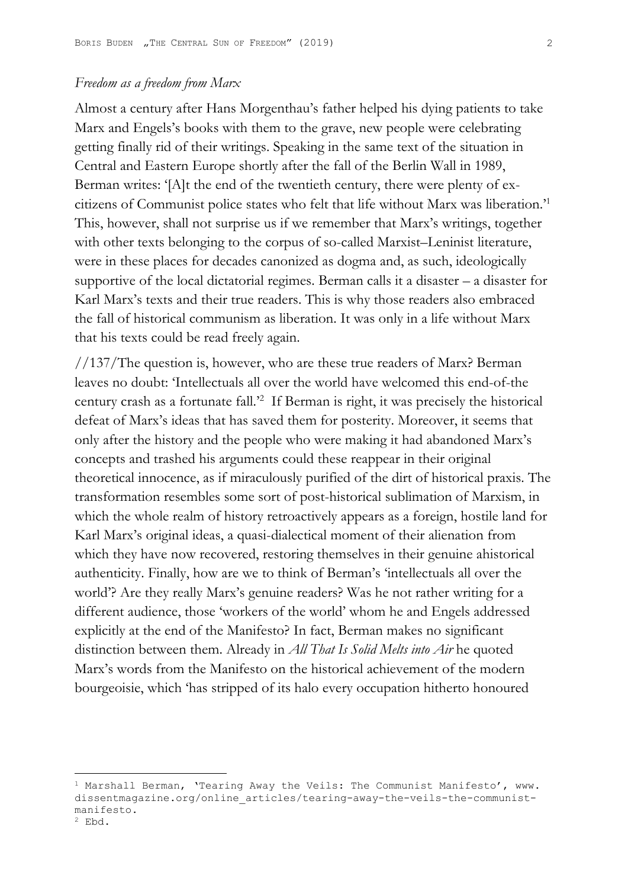*Freedom as a freedom from Marx*

Almost a century after Hans Morgenthau's father helped his dying patients to take Marx and Engels's books with them to the grave, new people were celebrating getting finally rid of their writings. Speaking in the same text of the situation in Central and Eastern Europe shortly after the fall of the Berlin Wall in 1989, Berman writes: '[A]t the end of the twentieth century, there were plenty of ex-citizens of Communist police states who felt that life without Marx was liberation.'[1] This, however, shall not surprise us if we remember that Marx's writings, together with other texts belonging to the corpus of so-called Marxist–Leninist literature, were in these places for decades canonized as dogma and, as such, ideologically supportive of the local dictatorial regimes. Berman calls it a disaster – a disaster for Karl Marx's texts and their true readers. This is why those readers also embraced the fall of historical communism as liberation. It was only in a life without Marx that his texts could be read freely again.

//137/The question is, however, who are these true readers of Marx? Berman leaves no doubt: 'Intellectuals all over the world have welcomed this end-of-the century crash as a fortunate fall.'[2] If Berman is right, it was precisely the historical defeat of Marx's ideas that has saved them for posterity. Moreover, it seems that only after the history and the people who were making it had abandoned Marx's concepts and trashed his arguments could these reappear in their original theoretical innocence, as if miraculously purified of the dirt of historical praxis. The transformation resembles some sort of post-historical sublimation of Marxism, in which the whole realm of history retroactively appears as a foreign, hostile land for Karl Marx's original ideas, a quasi-dialectical moment of their alienation from which they have now recovered, restoring themselves in their genuine ahistorical authenticity. Finally, how are we to think of Berman's 'intellectuals all over the world'? Are they really Marx's genuine readers? Was he not rather writing for a different audience, those 'workers of the world' whom he and Engels addressed explicitly at the end of the Manifesto? In fact, Berman makes no significant distinction between them. Already in *All That Is Solid Melts into Air* he quoted Marx's words from the Manifesto on the historical achievement of the modern bourgeoisie, which 'has stripped of its halo every occupation hitherto honoured

---

[1] Marshall Berman, 'Tearing Away the Veils: The Communist Manifesto', www.dissentmagazine.org/online_articles/tearing-away-the-veils-the-communist-manifesto.

[2] Ebd.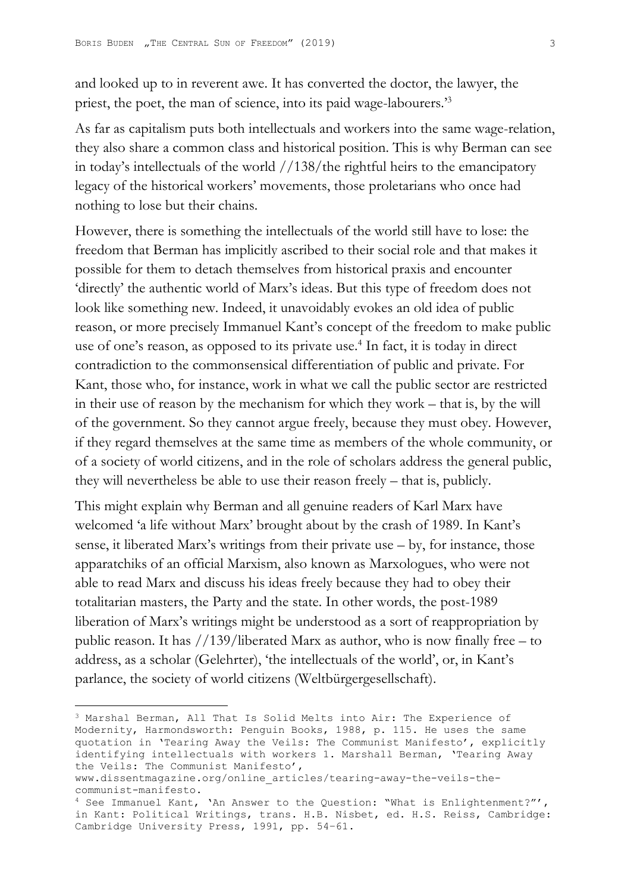and looked up to in reverent awe. It has converted the doctor, the lawyer, the priest, the poet, the man of science, into its paid wage-labourers.'[3]

As far as capitalism puts both intellectuals and workers into the same wage-relation, they also share a common class and historical position. This is why Berman can see in today's intellectuals of the world //138/the rightful heirs to the emancipatory legacy of the historical workers' movements, those proletarians who once had nothing to lose but their chains.

However, there is something the intellectuals of the world still have to lose: the freedom that Berman has implicitly ascribed to their social role and that makes it possible for them to detach themselves from historical praxis and encounter 'directly' the authentic world of Marx's ideas. But this type of freedom does not look like something new. Indeed, it unavoidably evokes an old idea of public reason, or more precisely Immanuel Kant's concept of the freedom to make public use of one's reason, as opposed to its private use.[4] In fact, it is today in direct contradiction to the commonsensical differentiation of public and private. For Kant, those who, for instance, work in what we call the public sector are restricted in their use of reason by the mechanism for which they work – that is, by the will of the government. So they cannot argue freely, because they must obey. However, if they regard themselves at the same time as members of the whole community, or of a society of world citizens, and in the role of scholars address the general public, they will nevertheless be able to use their reason freely – that is, publicly.

This might explain why Berman and all genuine readers of Karl Marx have welcomed 'a life without Marx' brought about by the crash of 1989. In Kant's sense, it liberated Marx's writings from their private use – by, for instance, those apparatchiks of an official Marxism, also known as Marxologues, who were not able to read Marx and discuss his ideas freely because they had to obey their totalitarian masters, the Party and the state. In other words, the post-1989 liberation of Marx's writings might be understood as a sort of reappropriation by public reason. It has //139/liberated Marx as author, who is now finally free – to address, as a scholar (Gelehrter), 'the intellectuals of the world', or, in Kant's parlance, the society of world citizens (Weltbürgergesellschaft).

---

[3] Marshal Berman, All That Is Solid Melts into Air: The Experience of Modernity, Harmondsworth: Penguin Books, 1988, p. 115. He uses the same quotation in 'Tearing Away the Veils: The Communist Manifesto', explicitly identifying intellectuals with workers 1. Marshall Berman, 'Tearing Away the Veils: The Communist Manifesto', www.dissentmagazine.org/online_articles/tearing-away-the-veils-the-communist-manifesto.

[4] See Immanuel Kant, 'An Answer to the Question: "What is Enlightenment?"', in Kant: Political Writings, trans. H.B. Nisbet, ed. H.S. Reiss, Cambridge: Cambridge University Press, 1991, pp. 54–61.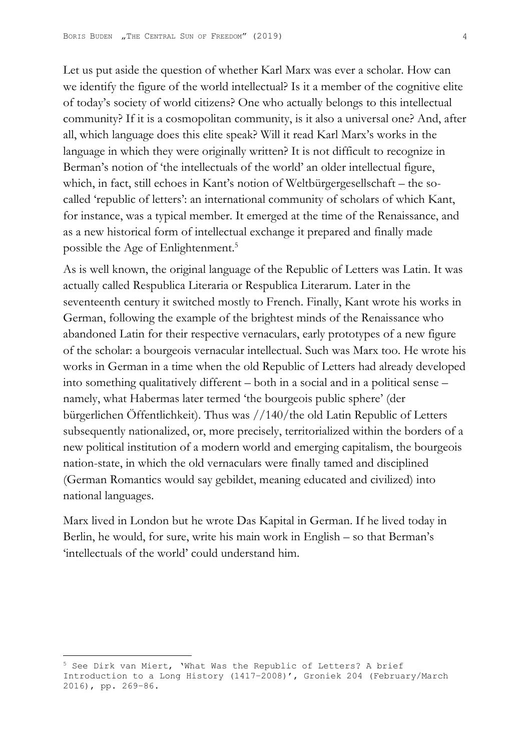Let us put aside the question of whether Karl Marx was ever a scholar. How can we identify the figure of the world intellectual? Is it a member of the cognitive elite of today's society of world citizens? One who actually belongs to this intellectual community? If it is a cosmopolitan community, is it also a universal one? And, after all, which language does this elite speak? Will it read Karl Marx's works in the language in which they were originally written? It is not difficult to recognize in Berman's notion of 'the intellectuals of the world' an older intellectual figure, which, in fact, still echoes in Kant's notion of Weltbürgergesellschaft – the so-called 'republic of letters': an international community of scholars of which Kant, for instance, was a typical member. It emerged at the time of the Renaissance, and as a new historical form of intellectual exchange it prepared and finally made possible the Age of Enlightenment.[5]

As is well known, the original language of the Republic of Letters was Latin. It was actually called Respublica Literaria or Respublica Literarum. Later in the seventeenth century it switched mostly to French. Finally, Kant wrote his works in German, following the example of the brightest minds of the Renaissance who abandoned Latin for their respective vernaculars, early prototypes of a new figure of the scholar: a bourgeois vernacular intellectual. Such was Marx too. He wrote his works in German in a time when the old Republic of Letters had already developed into something qualitatively different – both in a social and in a political sense – namely, what Habermas later termed 'the bourgeois public sphere' (der bürgerlichen Öffentlichkeit). Thus was //140/the old Latin Republic of Letters subsequently nationalized, or, more precisely, territorialized within the borders of a new political institution of a modern world and emerging capitalism, the bourgeois nation-state, in which the old vernaculars were finally tamed and disciplined (German Romantics would say gebildet, meaning educated and civilized) into national languages.

Marx lived in London but he wrote Das Kapital in German. If he lived today in Berlin, he would, for sure, write his main work in English – so that Berman's 'intellectuals of the world' could understand him.

---

[5] See Dirk van Miert, 'What Was the Republic of Letters? A brief Introduction to a Long History (1417–2008)', Groniek 204 (February/March 2016), pp. 269–86.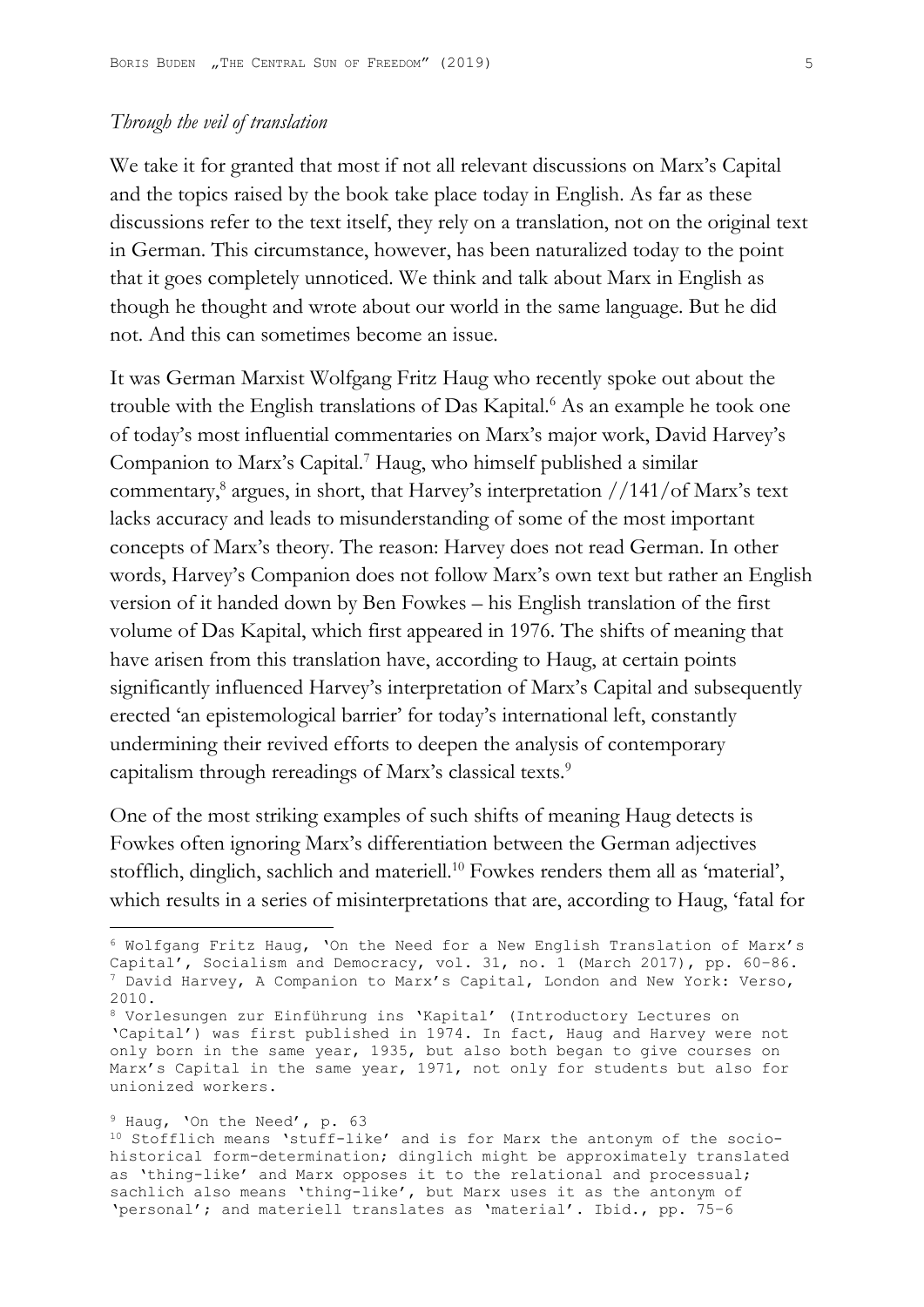*Through the veil of translation*

We take it for granted that most if not all relevant discussions on Marx's Capital and the topics raised by the book take place today in English. As far as these discussions refer to the text itself, they rely on a translation, not on the original text in German. This circumstance, however, has been naturalized today to the point that it goes completely unnoticed. We think and talk about Marx in English as though he thought and wrote about our world in the same language. But he did not. And this can sometimes become an issue.

It was German Marxist Wolfgang Fritz Haug who recently spoke out about the trouble with the English translations of Das Kapital.[6] As an example he took one of today's most influential commentaries on Marx's major work, David Harvey's Companion to Marx's Capital.[7] Haug, who himself published a similar commentary,[8] argues, in short, that Harvey's interpretation //141/of Marx's text lacks accuracy and leads to misunderstanding of some of the most important concepts of Marx's theory. The reason: Harvey does not read German. In other words, Harvey's Companion does not follow Marx's own text but rather an English version of it handed down by Ben Fowkes – his English translation of the first volume of Das Kapital, which first appeared in 1976. The shifts of meaning that have arisen from this translation have, according to Haug, at certain points significantly influenced Harvey's interpretation of Marx's Capital and subsequently erected 'an epistemological barrier' for today's international left, constantly undermining their revived efforts to deepen the analysis of contemporary capitalism through rereadings of Marx's classical texts.[9]

One of the most striking examples of such shifts of meaning Haug detects is Fowkes often ignoring Marx's differentiation between the German adjectives stofflich, dinglich, sachlich and materiell.[10] Fowkes renders them all as 'material', which results in a series of misinterpretations that are, according to Haug, 'fatal for

---

[6] Wolfgang Fritz Haug, 'On the Need for a New English Translation of Marx's Capital', Socialism and Democracy, vol. 31, no. 1 (March 2017), pp. 60–86.

[7] David Harvey, A Companion to Marx's Capital, London and New York: Verso, 2010.

[8] Vorlesungen zur Einführung ins 'Kapital' (Introductory Lectures on 'Capital') was first published in 1974. In fact, Haug and Harvey were not only born in the same year, 1935, but also both began to give courses on Marx's Capital in the same year, 1971, not only for students but also for unionized workers.

[9] Haug, 'On the Need', p. 63

[10] Stofflich means 'stuff-like' and is for Marx the antonym of the socio-historical form-determination; dinglich might be approximately translated as 'thing-like' and Marx opposes it to the relational and processual; sachlich also means 'thing-like', but Marx uses it as the antonym of 'personal'; and materiell translates as 'material'. Ibid., pp. 75–6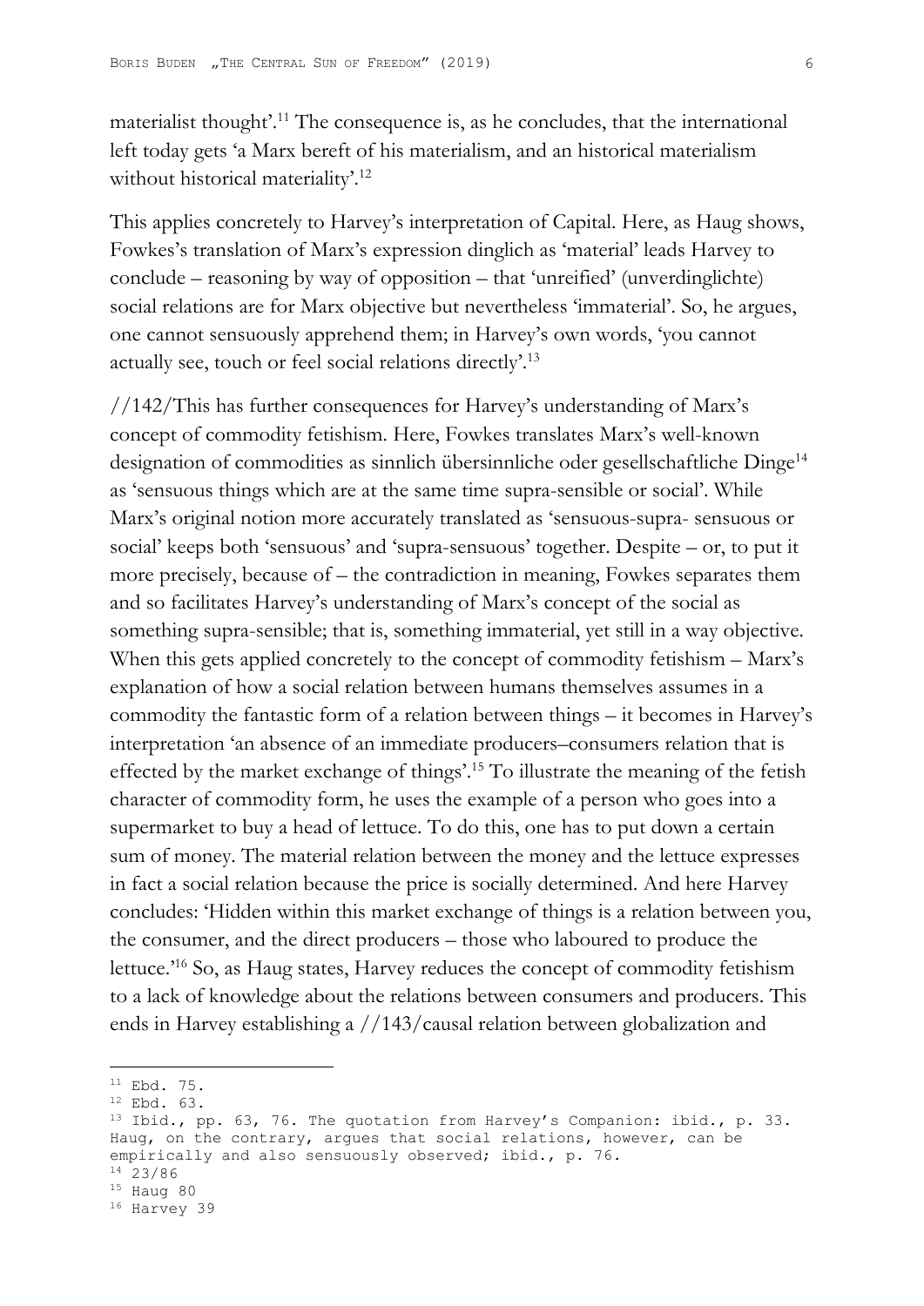materialist thought'.[11] The consequence is, as he concludes, that the international left today gets 'a Marx bereft of his materialism, and an historical materialism without historical materiality'.[12]

This applies concretely to Harvey's interpretation of Capital. Here, as Haug shows, Fowkes's translation of Marx's expression dinglich as 'material' leads Harvey to conclude – reasoning by way of opposition – that 'unreified' (unverdinglichte) social relations are for Marx objective but nevertheless 'immaterial'. So, he argues, one cannot sensuously apprehend them; in Harvey's own words, 'you cannot actually see, touch or feel social relations directly'.[13]

//142/This has further consequences for Harvey's understanding of Marx's concept of commodity fetishism. Here, Fowkes translates Marx's well-known designation of commodities as sinnlich übersinnliche oder gesellschaftliche Dinge[14] as 'sensuous things which are at the same time supra-sensible or social'. While Marx's original notion more accurately translated as 'sensuous-supra- sensuous or social' keeps both 'sensuous' and 'supra-sensuous' together. Despite – or, to put it more precisely, because of – the contradiction in meaning, Fowkes separates them and so facilitates Harvey's understanding of Marx's concept of the social as something supra-sensible; that is, something immaterial, yet still in a way objective. When this gets applied concretely to the concept of commodity fetishism – Marx's explanation of how a social relation between humans themselves assumes in a commodity the fantastic form of a relation between things – it becomes in Harvey's interpretation 'an absence of an immediate producers–consumers relation that is effected by the market exchange of things'.[15] To illustrate the meaning of the fetish character of commodity form, he uses the example of a person who goes into a supermarket to buy a head of lettuce. To do this, one has to put down a certain sum of money. The material relation between the money and the lettuce expresses in fact a social relation because the price is socially determined. And here Harvey concludes: 'Hidden within this market exchange of things is a relation between you, the consumer, and the direct producers – those who laboured to produce the lettuce.'[16] So, as Haug states, Harvey reduces the concept of commodity fetishism to a lack of knowledge about the relations between consumers and producers. This ends in Harvey establishing a //143/causal relation between globalization and

---

[11] Ebd. 75.

[12] Ebd. 63.

[13] Ibid., pp. 63, 76. The quotation from Harvey's Companion: ibid., p. 33. Haug, on the contrary, argues that social relations, however, can be empirically and also sensuously observed; ibid., p. 76.

[14] 23/86

[15] Haug 80

[16] Harvey 39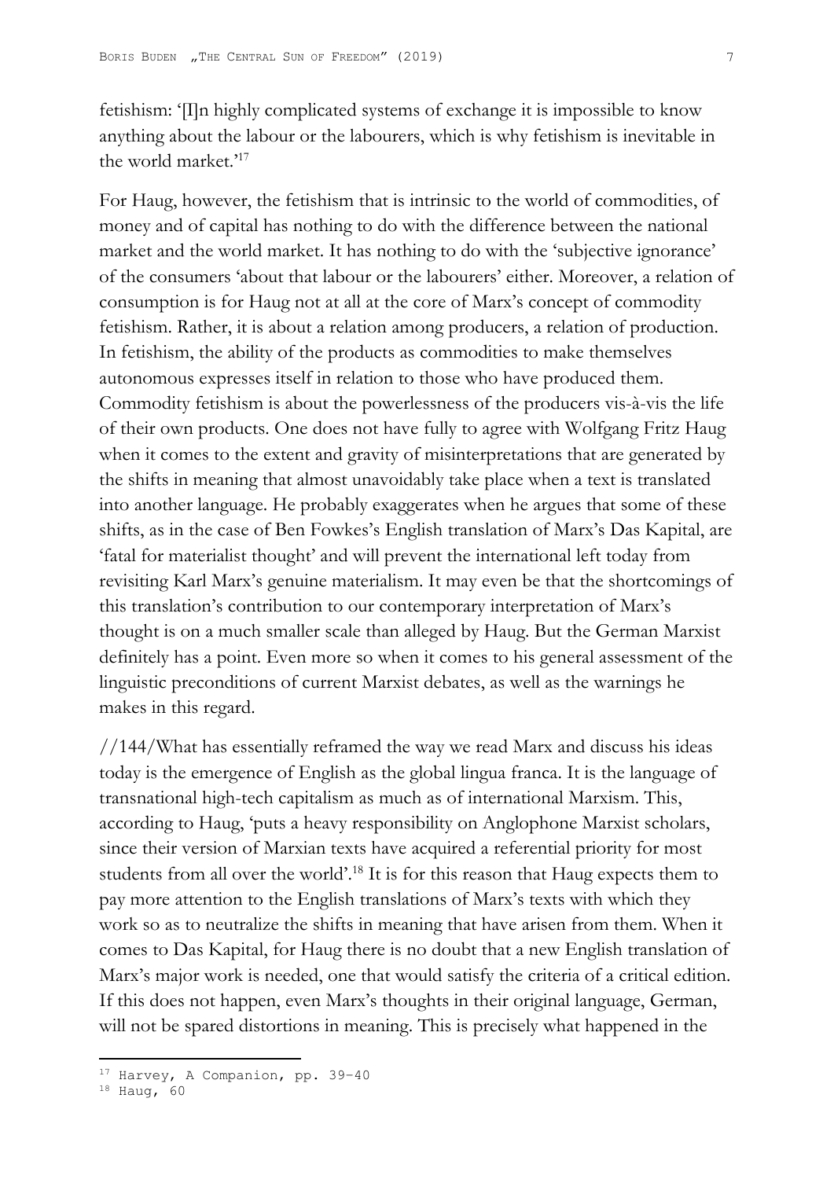fetishism: '[I]n highly complicated systems of exchange it is impossible to know anything about the labour or the labourers, which is why fetishism is inevitable in the world market.'[17]

For Haug, however, the fetishism that is intrinsic to the world of commodities, of money and of capital has nothing to do with the difference between the national market and the world market. It has nothing to do with the 'subjective ignorance' of the consumers 'about that labour or the labourers' either. Moreover, a relation of consumption is for Haug not at all at the core of Marx's concept of commodity fetishism. Rather, it is about a relation among producers, a relation of production. In fetishism, the ability of the products as commodities to make themselves autonomous expresses itself in relation to those who have produced them. Commodity fetishism is about the powerlessness of the producers vis-à-vis the life of their own products. One does not have fully to agree with Wolfgang Fritz Haug when it comes to the extent and gravity of misinterpretations that are generated by the shifts in meaning that almost unavoidably take place when a text is translated into another language. He probably exaggerates when he argues that some of these shifts, as in the case of Ben Fowkes's English translation of Marx's Das Kapital, are 'fatal for materialist thought' and will prevent the international left today from revisiting Karl Marx's genuine materialism. It may even be that the shortcomings of this translation's contribution to our contemporary interpretation of Marx's thought is on a much smaller scale than alleged by Haug. But the German Marxist definitely has a point. Even more so when it comes to his general assessment of the linguistic preconditions of current Marxist debates, as well as the warnings he makes in this regard.

//144/What has essentially reframed the way we read Marx and discuss his ideas today is the emergence of English as the global lingua franca. It is the language of transnational high-tech capitalism as much as of international Marxism. This, according to Haug, 'puts a heavy responsibility on Anglophone Marxist scholars, since their version of Marxian texts have acquired a referential priority for most students from all over the world'.[18] It is for this reason that Haug expects them to pay more attention to the English translations of Marx's texts with which they work so as to neutralize the shifts in meaning that have arisen from them. When it comes to Das Kapital, for Haug there is no doubt that a new English translation of Marx's major work is needed, one that would satisfy the criteria of a critical edition. If this does not happen, even Marx's thoughts in their original language, German, will not be spared distortions in meaning. This is precisely what happened in the

---

[17] Harvey, A Companion, pp. 39–40

[18] Haug, 60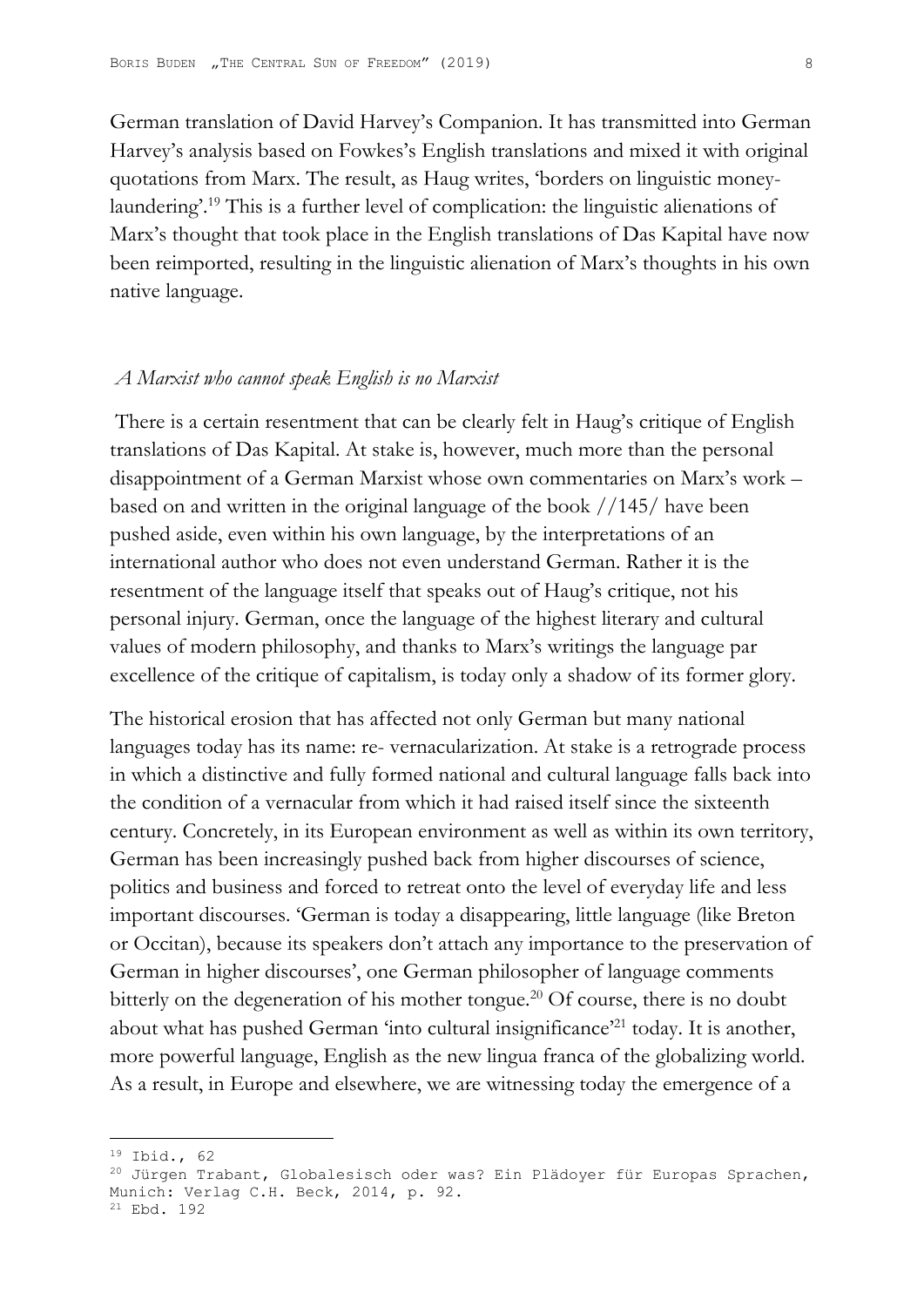German translation of David Harvey's Companion. It has transmitted into German Harvey's analysis based on Fowkes's English translations and mixed it with original quotations from Marx. The result, as Haug writes, 'borders on linguistic money-laundering'.[19] This is a further level of complication: the linguistic alienations of Marx's thought that took place in the English translations of Das Kapital have now been reimported, resulting in the linguistic alienation of Marx's thoughts in his own native language.

### *A Marxist who cannot speak English is no Marxist*

There is a certain resentment that can be clearly felt in Haug's critique of English translations of Das Kapital. At stake is, however, much more than the personal disappointment of a German Marxist whose own commentaries on Marx's work – based on and written in the original language of the book //145/ have been pushed aside, even within his own language, by the interpretations of an international author who does not even understand German. Rather it is the resentment of the language itself that speaks out of Haug's critique, not his personal injury. German, once the language of the highest literary and cultural values of modern philosophy, and thanks to Marx's writings the language par excellence of the critique of capitalism, is today only a shadow of its former glory.

The historical erosion that has affected not only German but many national languages today has its name: re- vernacularization. At stake is a retrograde process in which a distinctive and fully formed national and cultural language falls back into the condition of a vernacular from which it had raised itself since the sixteenth century. Concretely, in its European environment as well as within its own territory, German has been increasingly pushed back from higher discourses of science, politics and business and forced to retreat onto the level of everyday life and less important discourses. 'German is today a disappearing, little language (like Breton or Occitan), because its speakers don't attach any importance to the preservation of German in higher discourses', one German philosopher of language comments bitterly on the degeneration of his mother tongue.[20] Of course, there is no doubt about what has pushed German 'into cultural insignificance'[21] today. It is another, more powerful language, English as the new lingua franca of the globalizing world. As a result, in Europe and elsewhere, we are witnessing today the emergence of a

---

[19] Ibid., 62

[20] Jürgen Trabant, Globalesisch oder was? Ein Plädoyer für Europas Sprachen, Munich: Verlag C.H. Beck, 2014, p. 92.

[21] Ebd. 192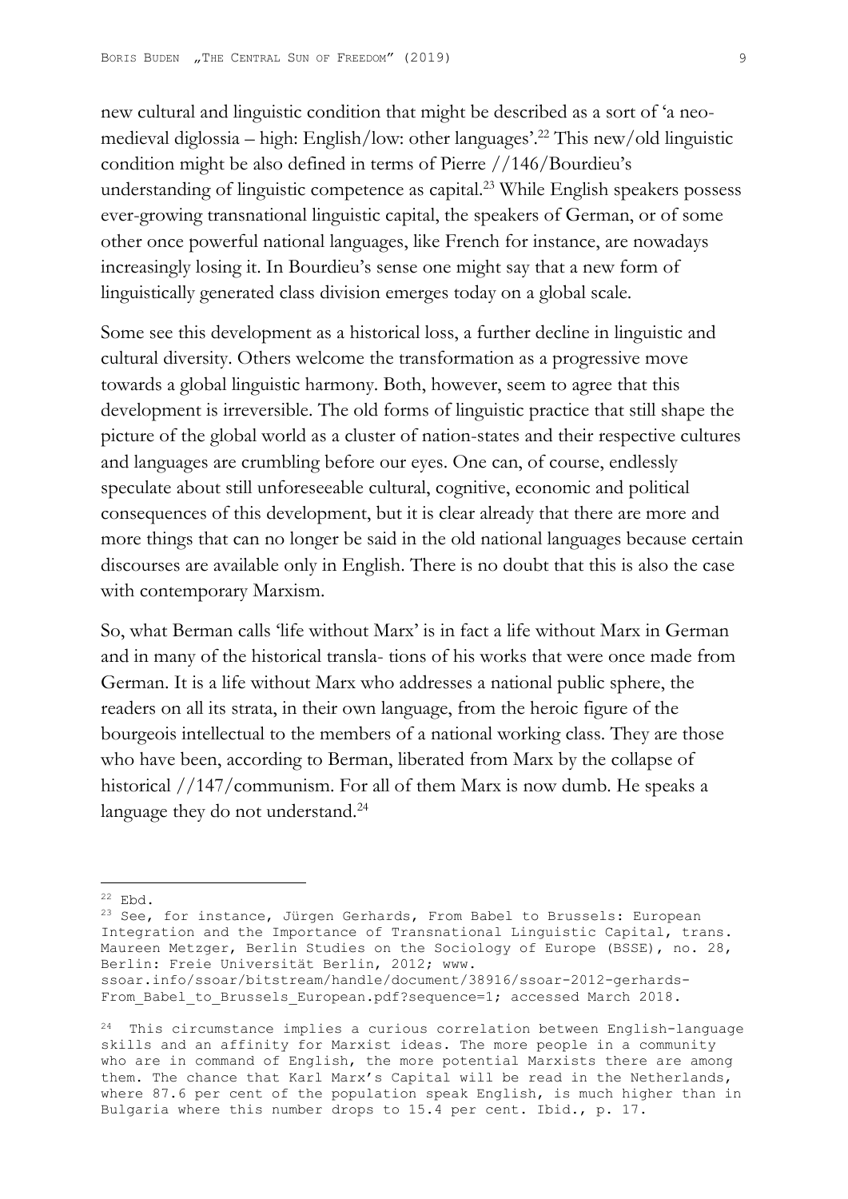new cultural and linguistic condition that might be described as a sort of 'a neo-medieval diglossia – high: English/low: other languages'.[22] This new/old linguistic condition might be also defined in terms of Pierre //146/Bourdieu's understanding of linguistic competence as capital.[23] While English speakers possess ever-growing transnational linguistic capital, the speakers of German, or of some other once powerful national languages, like French for instance, are nowadays increasingly losing it. In Bourdieu's sense one might say that a new form of linguistically generated class division emerges today on a global scale.

Some see this development as a historical loss, a further decline in linguistic and cultural diversity. Others welcome the transformation as a progressive move towards a global linguistic harmony. Both, however, seem to agree that this development is irreversible. The old forms of linguistic practice that still shape the picture of the global world as a cluster of nation-states and their respective cultures and languages are crumbling before our eyes. One can, of course, endlessly speculate about still unforeseeable cultural, cognitive, economic and political consequences of this development, but it is clear already that there are more and more things that can no longer be said in the old national languages because certain discourses are available only in English. There is no doubt that this is also the case with contemporary Marxism.

So, what Berman calls 'life without Marx' is in fact a life without Marx in German and in many of the historical transla- tions of his works that were once made from German. It is a life without Marx who addresses a national public sphere, the readers on all its strata, in their own language, from the heroic figure of the bourgeois intellectual to the members of a national working class. They are those who have been, according to Berman, liberated from Marx by the collapse of historical //147/communism. For all of them Marx is now dumb. He speaks a language they do not understand.[24]

---

[22] Ebd.

[23] See, for instance, Jürgen Gerhards, From Babel to Brussels: European Integration and the Importance of Transnational Linguistic Capital, trans. Maureen Metzger, Berlin Studies on the Sociology of Europe (BSSE), no. 28, Berlin: Freie Universität Berlin, 2012; www. ssoar.info/ssoar/bitstream/handle/document/38916/ssoar-2012-gerhards-From_Babel_to_Brussels_European.pdf?sequence=1; accessed March 2018.

[24] This circumstance implies a curious correlation between English-language skills and an affinity for Marxist ideas. The more people in a community who are in command of English, the more potential Marxists there are among them. The chance that Karl Marx's Capital will be read in the Netherlands, where 87.6 per cent of the population speak English, is much higher than in Bulgaria where this number drops to 15.4 per cent. Ibid., p. 17.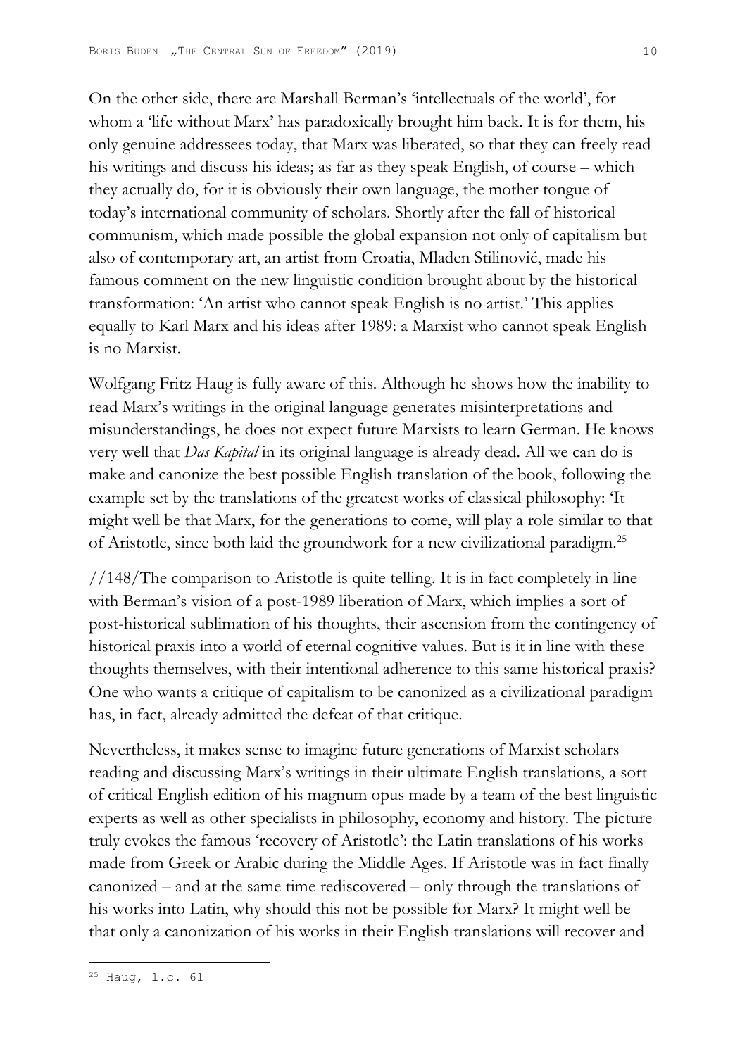On the other side, there are Marshall Berman's 'intellectuals of the world', for whom a 'life without Marx' has paradoxically brought him back. It is for them, his only genuine addressees today, that Marx was liberated, so that they can freely read his writings and discuss his ideas; as far as they speak English, of course – which they actually do, for it is obviously their own language, the mother tongue of today's international community of scholars. Shortly after the fall of historical communism, which made possible the global expansion not only of capitalism but also of contemporary art, an artist from Croatia, Mladen Stilinović, made his famous comment on the new linguistic condition brought about by the historical transformation: 'An artist who cannot speak English is no artist.' This applies equally to Karl Marx and his ideas after 1989: a Marxist who cannot speak English is no Marxist.

Wolfgang Fritz Haug is fully aware of this. Although he shows how the inability to read Marx's writings in the original language generates misinterpretations and misunderstandings, he does not expect future Marxists to learn German. He knows very well that *Das Kapital* in its original language is already dead. All we can do is make and canonize the best possible English translation of the book, following the example set by the translations of the greatest works of classical philosophy: 'It might well be that Marx, for the generations to come, will play a role similar to that of Aristotle, since both laid the groundwork for a new civilizational paradigm.[25]

//148/The comparison to Aristotle is quite telling. It is in fact completely in line with Berman's vision of a post-1989 liberation of Marx, which implies a sort of post-historical sublimation of his thoughts, their ascension from the contingency of historical praxis into a world of eternal cognitive values. But is it in line with these thoughts themselves, with their intentional adherence to this same historical praxis? One who wants a critique of capitalism to be canonized as a civilizational paradigm has, in fact, already admitted the defeat of that critique.

Nevertheless, it makes sense to imagine future generations of Marxist scholars reading and discussing Marx's writings in their ultimate English translations, a sort of critical English edition of his magnum opus made by a team of the best linguistic experts as well as other specialists in philosophy, economy and history. The picture truly evokes the famous 'recovery of Aristotle': the Latin translations of his works made from Greek or Arabic during the Middle Ages. If Aristotle was in fact finally canonized – and at the same time rediscovered – only through the translations of his works into Latin, why should this not be possible for Marx? It might well be that only a canonization of his works in their English translations will recover and

---

[25] Haug, l.c. 61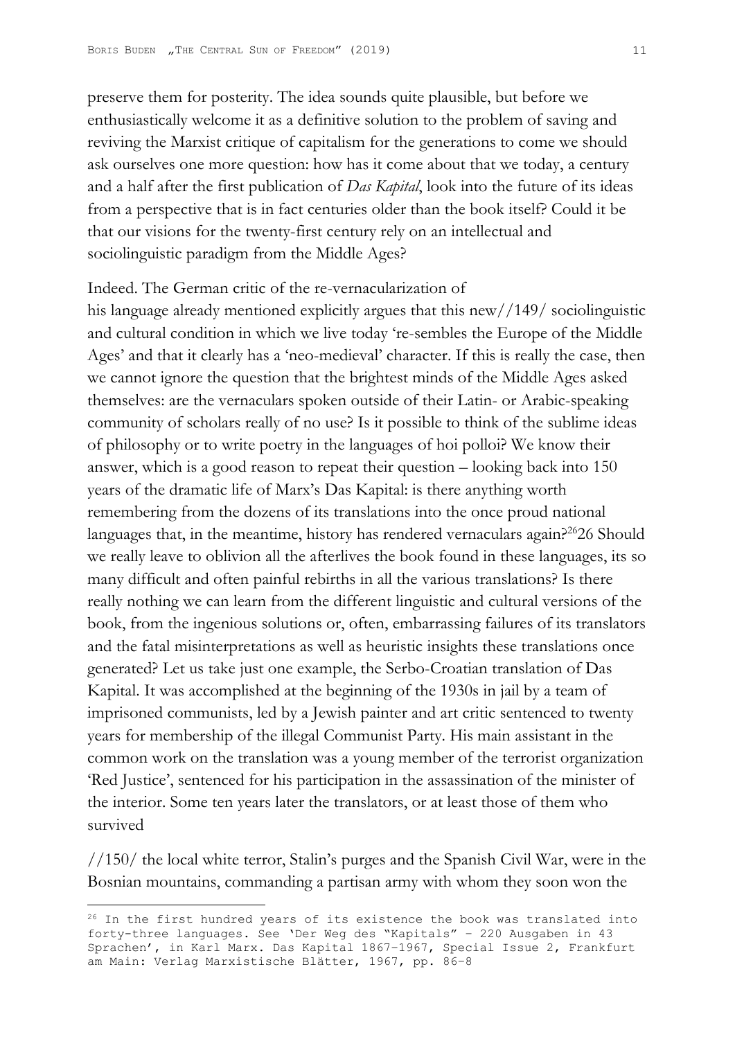preserve them for posterity. The idea sounds quite plausible, but before we enthusiastically welcome it as a definitive solution to the problem of saving and reviving the Marxist critique of capitalism for the generations to come we should ask ourselves one more question: how has it come about that we today, a century and a half after the first publication of *Das Kapital*, look into the future of its ideas from a perspective that is in fact centuries older than the book itself? Could it be that our visions for the twenty-first century rely on an intellectual and sociolinguistic paradigm from the Middle Ages?

Indeed. The German critic of the re-vernacularization of his language already mentioned explicitly argues that this new//149/ sociolinguistic and cultural condition in which we live today 're-sembles the Europe of the Middle Ages' and that it clearly has a 'neo-medieval' character. If this is really the case, then we cannot ignore the question that the brightest minds of the Middle Ages asked themselves: are the vernaculars spoken outside of their Latin- or Arabic-speaking community of scholars really of no use? Is it possible to think of the sublime ideas of philosophy or to write poetry in the languages of hoi polloi? We know their answer, which is a good reason to repeat their question – looking back into 150 years of the dramatic life of Marx's Das Kapital: is there anything worth remembering from the dozens of its translations into the once proud national languages that, in the meantime, history has rendered vernaculars again?[26]26 Should we really leave to oblivion all the afterlives the book found in these languages, its so many difficult and often painful rebirths in all the various translations? Is there really nothing we can learn from the different linguistic and cultural versions of the book, from the ingenious solutions or, often, embarrassing failures of its translators and the fatal misinterpretations as well as heuristic insights these translations once generated? Let us take just one example, the Serbo-Croatian translation of Das Kapital. It was accomplished at the beginning of the 1930s in jail by a team of imprisoned communists, led by a Jewish painter and art critic sentenced to twenty years for membership of the illegal Communist Party. His main assistant in the common work on the translation was a young member of the terrorist organization 'Red Justice', sentenced for his participation in the assassination of the minister of the interior. Some ten years later the translators, or at least those of them who survived

//150/ the local white terror, Stalin's purges and the Spanish Civil War, were in the Bosnian mountains, commanding a partisan army with whom they soon won the

---

[26] In the first hundred years of its existence the book was translated into forty-three languages. See 'Der Weg des "Kapitals" – 220 Ausgaben in 43 Sprachen', in Karl Marx. Das Kapital 1867–1967, Special Issue 2, Frankfurt am Main: Verlag Marxistische Blätter, 1967, pp. 86–8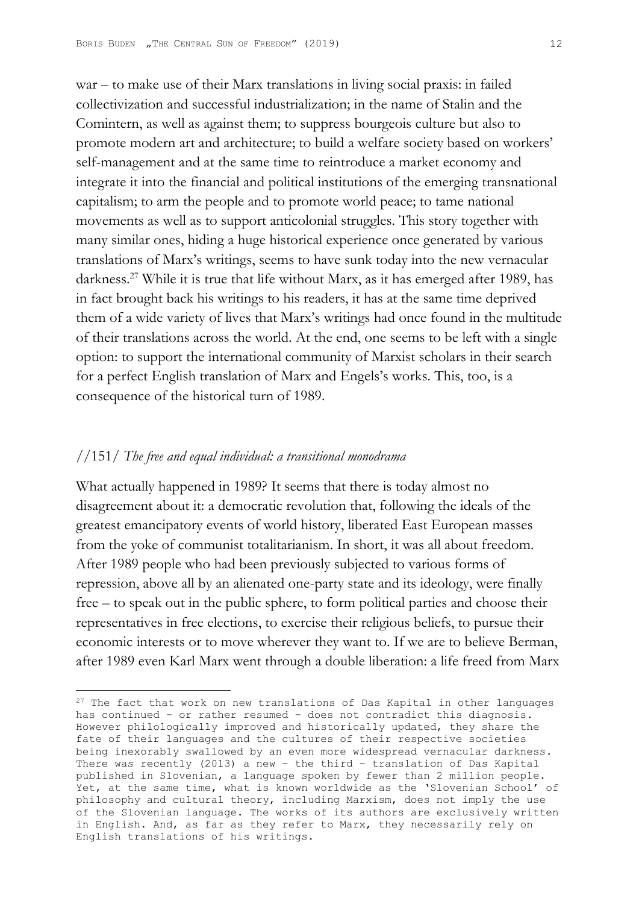war – to make use of their Marx translations in living social praxis: in failed collectivization and successful industrialization; in the name of Stalin and the Comintern, as well as against them; to suppress bourgeois culture but also to promote modern art and architecture; to build a welfare society based on workers' self-management and at the same time to reintroduce a market economy and integrate it into the financial and political institutions of the emerging transnational capitalism; to arm the people and to promote world peace; to tame national movements as well as to support anticolonial struggles. This story together with many similar ones, hiding a huge historical experience once generated by various translations of Marx's writings, seems to have sunk today into the new vernacular darkness.[27] While it is true that life without Marx, as it has emerged after 1989, has in fact brought back his writings to his readers, it has at the same time deprived them of a wide variety of lives that Marx's writings had once found in the multitude of their translations across the world. At the end, one seems to be left with a single option: to support the international community of Marxist scholars in their search for a perfect English translation of Marx and Engels's works. This, too, is a consequence of the historical turn of 1989.

## //151/ *The free and equal individual: a transitional monodrama*

What actually happened in 1989? It seems that there is today almost no disagreement about it: a democratic revolution that, following the ideals of the greatest emancipatory events of world history, liberated East European masses from the yoke of communist totalitarianism. In short, it was all about freedom. After 1989 people who had been previously subjected to various forms of repression, above all by an alienated one-party state and its ideology, were finally free – to speak out in the public sphere, to form political parties and choose their representatives in free elections, to exercise their religious beliefs, to pursue their economic interests or to move wherever they want to. If we are to believe Berman, after 1989 even Karl Marx went through a double liberation: a life freed from Marx

---

[27] The fact that work on new translations of Das Kapital in other languages has continued – or rather resumed – does not contradict this diagnosis. However philologically improved and historically updated, they share the fate of their languages and the cultures of their respective societies being inexorably swallowed by an even more widespread vernacular darkness. There was recently (2013) a new – the third – translation of Das Kapital published in Slovenian, a language spoken by fewer than 2 million people. Yet, at the same time, what is known worldwide as the 'Slovenian School' of philosophy and cultural theory, including Marxism, does not imply the use of the Slovenian language. The works of its authors are exclusively written in English. And, as far as they refer to Marx, they necessarily rely on English translations of his writings.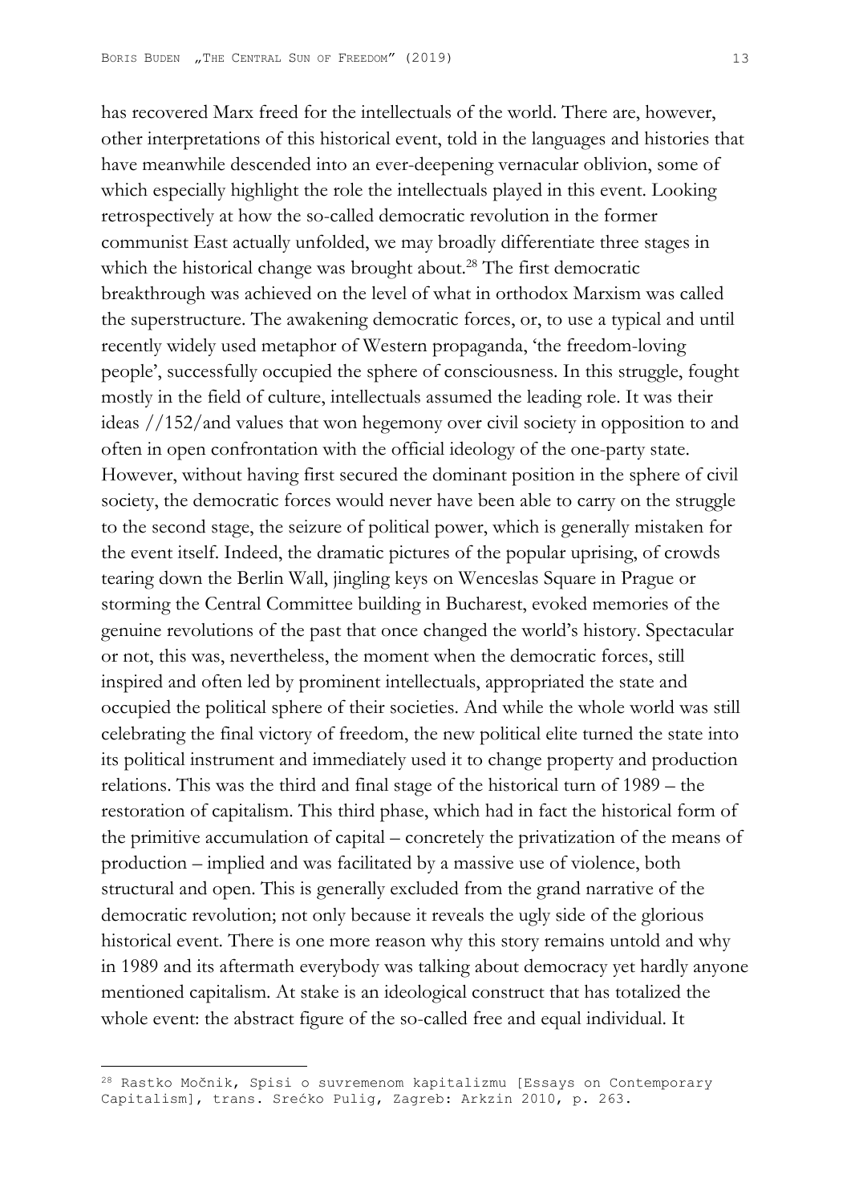has recovered Marx freed for the intellectuals of the world. There are, however, other interpretations of this historical event, told in the languages and histories that have meanwhile descended into an ever-deepening vernacular oblivion, some of which especially highlight the role the intellectuals played in this event. Looking retrospectively at how the so-called democratic revolution in the former communist East actually unfolded, we may broadly differentiate three stages in which the historical change was brought about.[28] The first democratic breakthrough was achieved on the level of what in orthodox Marxism was called the superstructure. The awakening democratic forces, or, to use a typical and until recently widely used metaphor of Western propaganda, 'the freedom-loving people', successfully occupied the sphere of consciousness. In this struggle, fought mostly in the field of culture, intellectuals assumed the leading role. It was their ideas //152/and values that won hegemony over civil society in opposition to and often in open confrontation with the official ideology of the one-party state. However, without having first secured the dominant position in the sphere of civil society, the democratic forces would never have been able to carry on the struggle to the second stage, the seizure of political power, which is generally mistaken for the event itself. Indeed, the dramatic pictures of the popular uprising, of crowds tearing down the Berlin Wall, jingling keys on Wenceslas Square in Prague or storming the Central Committee building in Bucharest, evoked memories of the genuine revolutions of the past that once changed the world's history. Spectacular or not, this was, nevertheless, the moment when the democratic forces, still inspired and often led by prominent intellectuals, appropriated the state and occupied the political sphere of their societies. And while the whole world was still celebrating the final victory of freedom, the new political elite turned the state into its political instrument and immediately used it to change property and production relations. This was the third and final stage of the historical turn of 1989 – the restoration of capitalism. This third phase, which had in fact the historical form of the primitive accumulation of capital – concretely the privatization of the means of production – implied and was facilitated by a massive use of violence, both structural and open. This is generally excluded from the grand narrative of the democratic revolution; not only because it reveals the ugly side of the glorious historical event. There is one more reason why this story remains untold and why in 1989 and its aftermath everybody was talking about democracy yet hardly anyone mentioned capitalism. At stake is an ideological construct that has totalized the whole event: the abstract figure of the so-called free and equal individual. It

---

[28] Rastko Močnik, Spisi o suvremenom kapitalizmu [Essays on Contemporary Capitalism], trans. Srećko Pulig, Zagreb: Arkzin 2010, p. 263.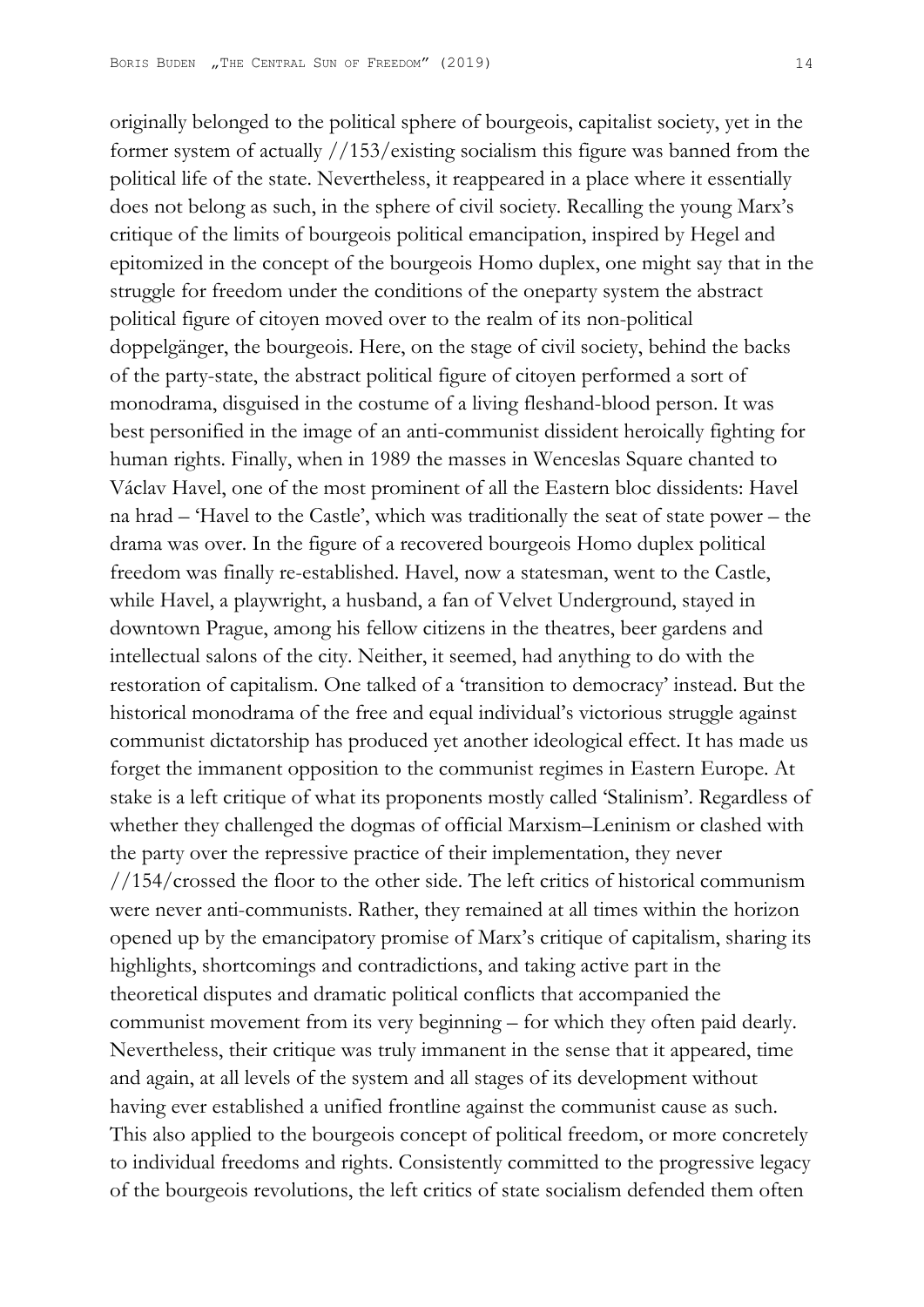originally belonged to the political sphere of bourgeois, capitalist society, yet in the former system of actually //153/existing socialism this figure was banned from the political life of the state. Nevertheless, it reappeared in a place where it essentially does not belong as such, in the sphere of civil society. Recalling the young Marx's critique of the limits of bourgeois political emancipation, inspired by Hegel and epitomized in the concept of the bourgeois Homo duplex, one might say that in the struggle for freedom under the conditions of the oneparty system the abstract political figure of citoyen moved over to the realm of its non-political doppelgänger, the bourgeois. Here, on the stage of civil society, behind the backs of the party-state, the abstract political figure of citoyen performed a sort of monodrama, disguised in the costume of a living fleshand-blood person. It was best personified in the image of an anti-communist dissident heroically fighting for human rights. Finally, when in 1989 the masses in Wenceslas Square chanted to Václav Havel, one of the most prominent of all the Eastern bloc dissidents: Havel na hrad – 'Havel to the Castle', which was traditionally the seat of state power – the drama was over. In the figure of a recovered bourgeois Homo duplex political freedom was finally re-established. Havel, now a statesman, went to the Castle, while Havel, a playwright, a husband, a fan of Velvet Underground, stayed in downtown Prague, among his fellow citizens in the theatres, beer gardens and intellectual salons of the city. Neither, it seemed, had anything to do with the restoration of capitalism. One talked of a 'transition to democracy' instead. But the historical monodrama of the free and equal individual's victorious struggle against communist dictatorship has produced yet another ideological effect. It has made us forget the immanent opposition to the communist regimes in Eastern Europe. At stake is a left critique of what its proponents mostly called 'Stalinism'. Regardless of whether they challenged the dogmas of official Marxism–Leninism or clashed with the party over the repressive practice of their implementation, they never //154/crossed the floor to the other side. The left critics of historical communism were never anti-communists. Rather, they remained at all times within the horizon opened up by the emancipatory promise of Marx's critique of capitalism, sharing its highlights, shortcomings and contradictions, and taking active part in the theoretical disputes and dramatic political conflicts that accompanied the communist movement from its very beginning – for which they often paid dearly. Nevertheless, their critique was truly immanent in the sense that it appeared, time and again, at all levels of the system and all stages of its development without having ever established a unified frontline against the communist cause as such. This also applied to the bourgeois concept of political freedom, or more concretely to individual freedoms and rights. Consistently committed to the progressive legacy of the bourgeois revolutions, the left critics of state socialism defended them often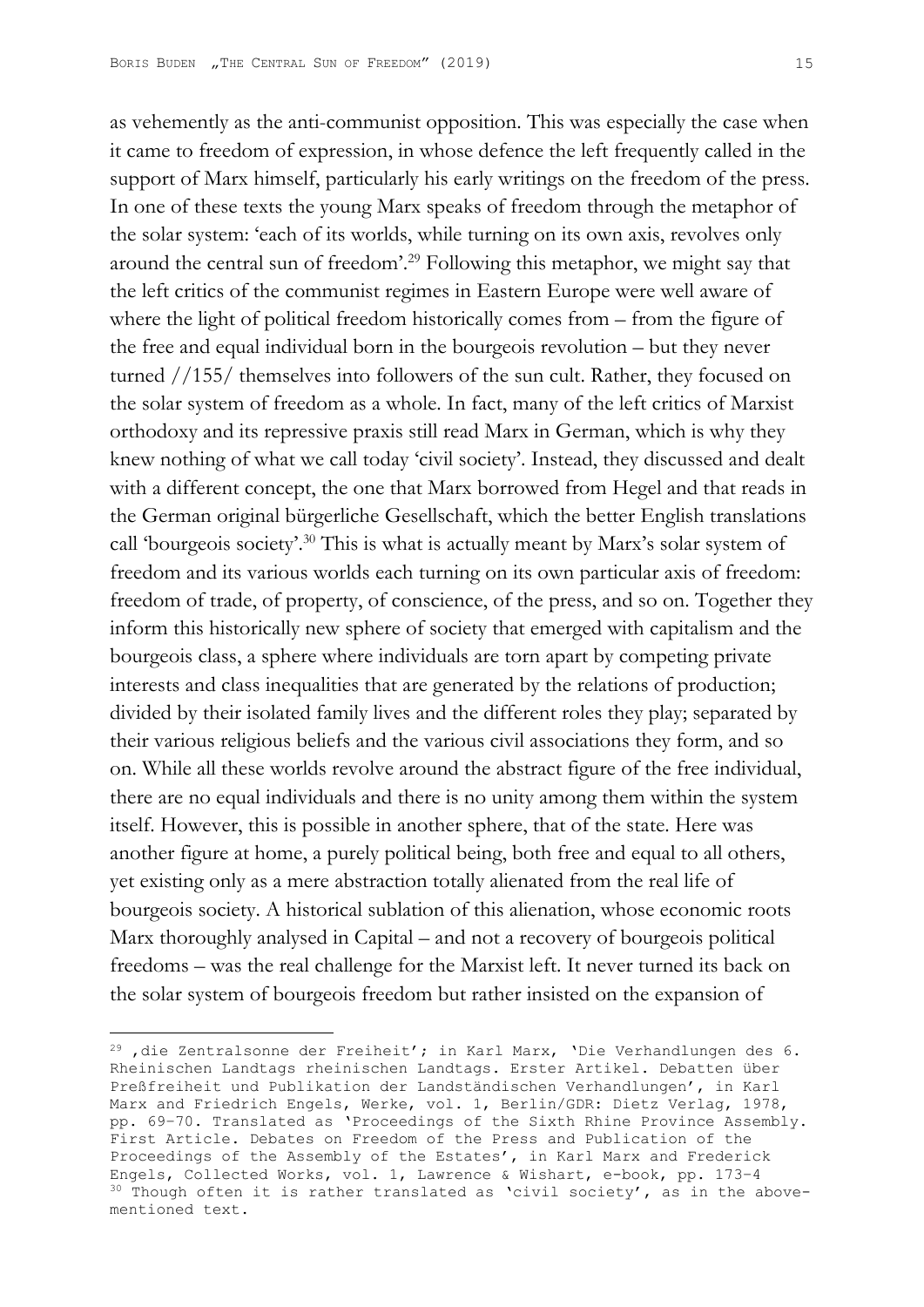as vehemently as the anti-communist opposition. This was especially the case when it came to freedom of expression, in whose defence the left frequently called in the support of Marx himself, particularly his early writings on the freedom of the press. In one of these texts the young Marx speaks of freedom through the metaphor of the solar system: 'each of its worlds, while turning on its own axis, revolves only around the central sun of freedom'.[29] Following this metaphor, we might say that the left critics of the communist regimes in Eastern Europe were well aware of where the light of political freedom historically comes from – from the figure of the free and equal individual born in the bourgeois revolution – but they never turned //155/ themselves into followers of the sun cult. Rather, they focused on the solar system of freedom as a whole. In fact, many of the left critics of Marxist orthodoxy and its repressive praxis still read Marx in German, which is why they knew nothing of what we call today 'civil society'. Instead, they discussed and dealt with a different concept, the one that Marx borrowed from Hegel and that reads in the German original bürgerliche Gesellschaft, which the better English translations call 'bourgeois society'.[30] This is what is actually meant by Marx's solar system of freedom and its various worlds each turning on its own particular axis of freedom: freedom of trade, of property, of conscience, of the press, and so on. Together they inform this historically new sphere of society that emerged with capitalism and the bourgeois class, a sphere where individuals are torn apart by competing private interests and class inequalities that are generated by the relations of production; divided by their isolated family lives and the different roles they play; separated by their various religious beliefs and the various civil associations they form, and so on. While all these worlds revolve around the abstract figure of the free individual, there are no equal individuals and there is no unity among them within the system itself. However, this is possible in another sphere, that of the state. Here was another figure at home, a purely political being, both free and equal to all others, yet existing only as a mere abstraction totally alienated from the real life of bourgeois society. A historical sublation of this alienation, whose economic roots Marx thoroughly analysed in Capital – and not a recovery of bourgeois political freedoms – was the real challenge for the Marxist left. It never turned its back on the solar system of bourgeois freedom but rather insisted on the expansion of

---

[29] ‚die Zentralsonne der Freiheit'; in Karl Marx, 'Die Verhandlungen des 6. Rheinischen Landtags rheinischen Landtags. Erster Artikel. Debatten über Preßfreiheit und Publikation der Landständischen Verhandlungen', in Karl Marx and Friedrich Engels, Werke, vol. 1, Berlin/GDR: Dietz Verlag, 1978, pp. 69–70. Translated as 'Proceedings of the Sixth Rhine Province Assembly. First Article. Debates on Freedom of the Press and Publication of the Proceedings of the Assembly of the Estates', in Karl Marx and Frederick Engels, Collected Works, vol. 1, Lawrence & Wishart, e-book, pp. 173–4

[30] Though often it is rather translated as 'civil society', as in the above-mentioned text.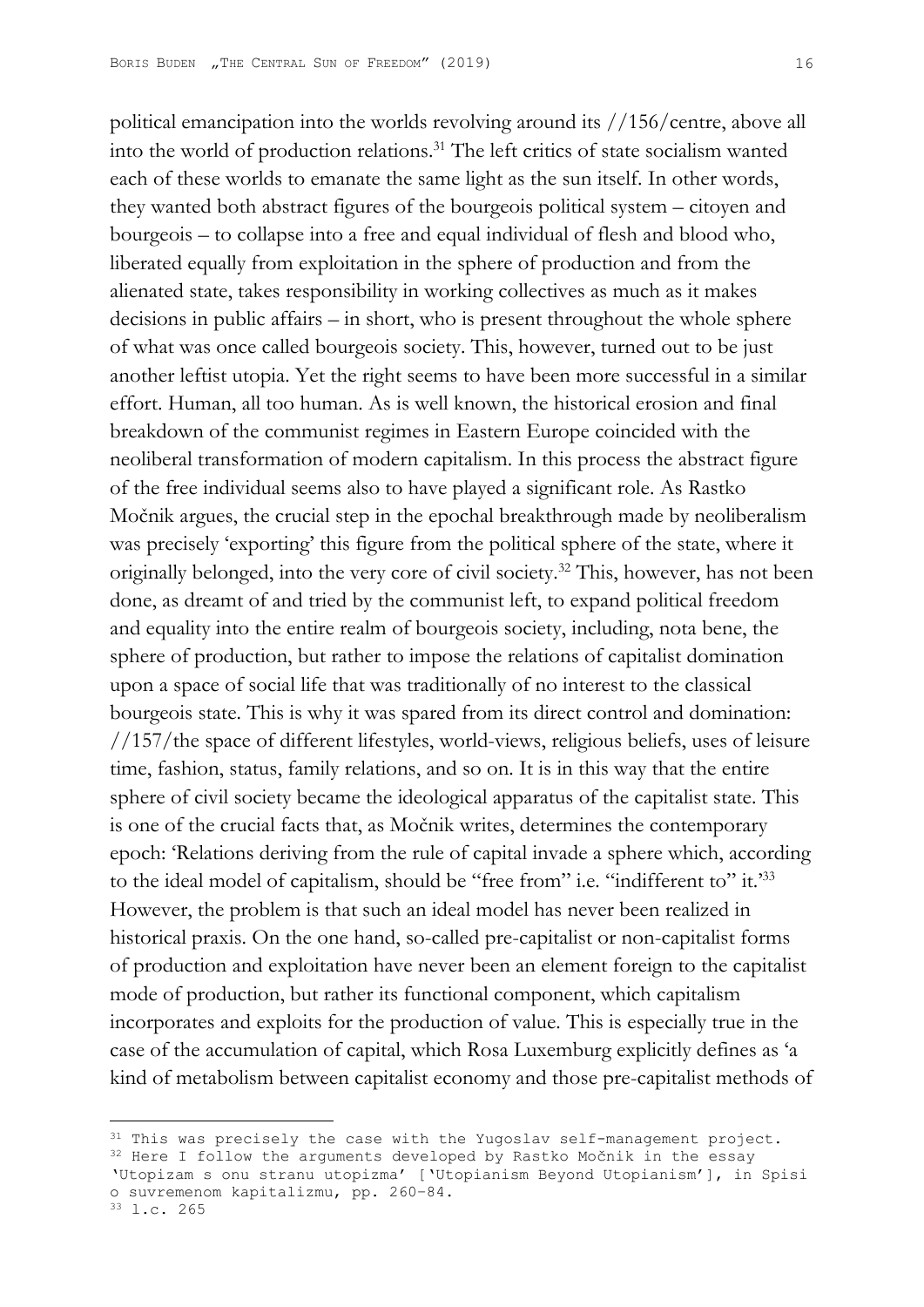political emancipation into the worlds revolving around its //156/centre, above all into the world of production relations.[31] The left critics of state socialism wanted each of these worlds to emanate the same light as the sun itself. In other words, they wanted both abstract figures of the bourgeois political system – citoyen and bourgeois – to collapse into a free and equal individual of flesh and blood who, liberated equally from exploitation in the sphere of production and from the alienated state, takes responsibility in working collectives as much as it makes decisions in public affairs – in short, who is present throughout the whole sphere of what was once called bourgeois society. This, however, turned out to be just another leftist utopia. Yet the right seems to have been more successful in a similar effort. Human, all too human. As is well known, the historical erosion and final breakdown of the communist regimes in Eastern Europe coincided with the neoliberal transformation of modern capitalism. In this process the abstract figure of the free individual seems also to have played a significant role. As Rastko Močnik argues, the crucial step in the epochal breakthrough made by neoliberalism was precisely 'exporting' this figure from the political sphere of the state, where it originally belonged, into the very core of civil society.[32] This, however, has not been done, as dreamt of and tried by the communist left, to expand political freedom and equality into the entire realm of bourgeois society, including, nota bene, the sphere of production, but rather to impose the relations of capitalist domination upon a space of social life that was traditionally of no interest to the classical bourgeois state. This is why it was spared from its direct control and domination: //157/the space of different lifestyles, world-views, religious beliefs, uses of leisure time, fashion, status, family relations, and so on. It is in this way that the entire sphere of civil society became the ideological apparatus of the capitalist state. This is one of the crucial facts that, as Močnik writes, determines the contemporary epoch: 'Relations deriving from the rule of capital invade a sphere which, according to the ideal model of capitalism, should be "free from" i.e. "indifferent to" it.'[33] However, the problem is that such an ideal model has never been realized in historical praxis. On the one hand, so-called pre-capitalist or non-capitalist forms of production and exploitation have never been an element foreign to the capitalist mode of production, but rather its functional component, which capitalism incorporates and exploits for the production of value. This is especially true in the case of the accumulation of capital, which Rosa Luxemburg explicitly defines as 'a kind of metabolism between capitalist economy and those pre-capitalist methods of

---

[31] This was precisely the case with the Yugoslav self-management project.

[32] Here I follow the arguments developed by Rastko Močnik in the essay 'Utopizam s onu stranu utopizma' ['Utopianism Beyond Utopianism'], in Spisi o suvremenom kapitalizmu, pp. 260–84.

[33] l.c. 265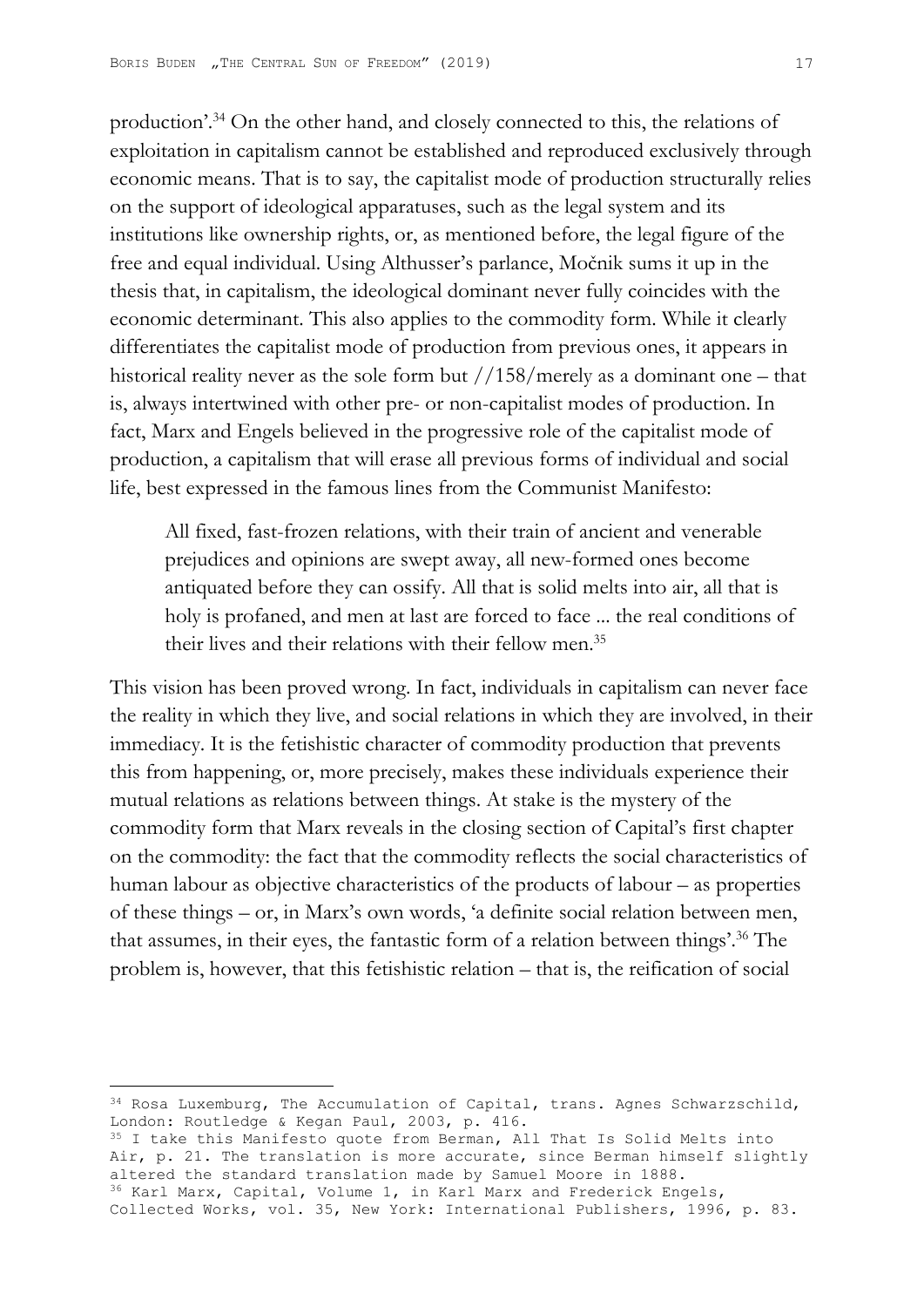production'.[34] On the other hand, and closely connected to this, the relations of exploitation in capitalism cannot be established and reproduced exclusively through economic means. That is to say, the capitalist mode of production structurally relies on the support of ideological apparatuses, such as the legal system and its institutions like ownership rights, or, as mentioned before, the legal figure of the free and equal individual. Using Althusser's parlance, Močnik sums it up in the thesis that, in capitalism, the ideological dominant never fully coincides with the economic determinant. This also applies to the commodity form. While it clearly differentiates the capitalist mode of production from previous ones, it appears in historical reality never as the sole form but //158/merely as a dominant one – that is, always intertwined with other pre- or non-capitalist modes of production. In fact, Marx and Engels believed in the progressive role of the capitalist mode of production, a capitalism that will erase all previous forms of individual and social life, best expressed in the famous lines from the Communist Manifesto:

> All fixed, fast-frozen relations, with their train of ancient and venerable prejudices and opinions are swept away, all new-formed ones become antiquated before they can ossify. All that is solid melts into air, all that is holy is profaned, and men at last are forced to face ... the real conditions of their lives and their relations with their fellow men.[35]

This vision has been proved wrong. In fact, individuals in capitalism can never face the reality in which they live, and social relations in which they are involved, in their immediacy. It is the fetishistic character of commodity production that prevents this from happening, or, more precisely, makes these individuals experience their mutual relations as relations between things. At stake is the mystery of the commodity form that Marx reveals in the closing section of Capital's first chapter on the commodity: the fact that the commodity reflects the social characteristics of human labour as objective characteristics of the products of labour – as properties of these things – or, in Marx's own words, 'a definite social relation between men, that assumes, in their eyes, the fantastic form of a relation between things'.[36] The problem is, however, that this fetishistic relation – that is, the reification of social

---

[34] Rosa Luxemburg, The Accumulation of Capital, trans. Agnes Schwarzschild, London: Routledge & Kegan Paul, 2003, p. 416.

[35] I take this Manifesto quote from Berman, All That Is Solid Melts into Air, p. 21. The translation is more accurate, since Berman himself slightly altered the standard translation made by Samuel Moore in 1888.

[36] Karl Marx, Capital, Volume 1, in Karl Marx and Frederick Engels, Collected Works, vol. 35, New York: International Publishers, 1996, p. 83.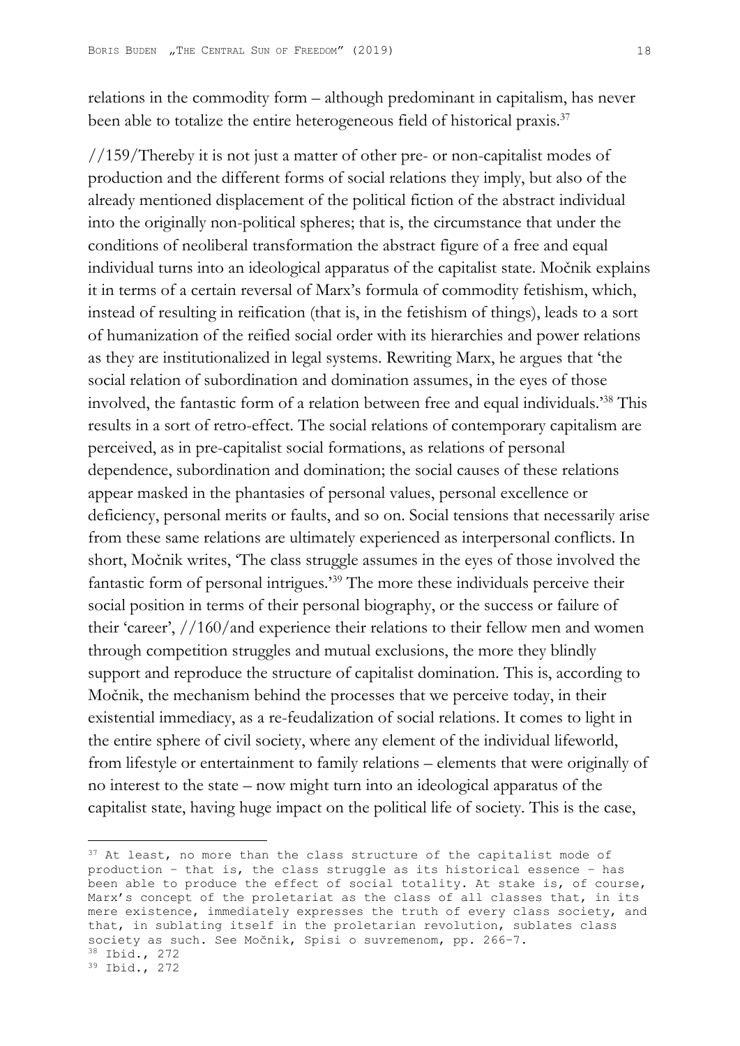relations in the commodity form – although predominant in capitalism, has never been able to totalize the entire heterogeneous field of historical praxis.[37]

//159/Thereby it is not just a matter of other pre- or non-capitalist modes of production and the different forms of social relations they imply, but also of the already mentioned displacement of the political fiction of the abstract individual into the originally non-political spheres; that is, the circumstance that under the conditions of neoliberal transformation the abstract figure of a free and equal individual turns into an ideological apparatus of the capitalist state. Močnik explains it in terms of a certain reversal of Marx's formula of commodity fetishism, which, instead of resulting in reification (that is, in the fetishism of things), leads to a sort of humanization of the reified social order with its hierarchies and power relations as they are institutionalized in legal systems. Rewriting Marx, he argues that 'the social relation of subordination and domination assumes, in the eyes of those involved, the fantastic form of a relation between free and equal individuals.'[38] This results in a sort of retro-effect. The social relations of contemporary capitalism are perceived, as in pre-capitalist social formations, as relations of personal dependence, subordination and domination; the social causes of these relations appear masked in the phantasies of personal values, personal excellence or deficiency, personal merits or faults, and so on. Social tensions that necessarily arise from these same relations are ultimately experienced as interpersonal conflicts. In short, Močnik writes, 'The class struggle assumes in the eyes of those involved the fantastic form of personal intrigues.'[39] The more these individuals perceive their social position in terms of their personal biography, or the success or failure of their 'career', //160/and experience their relations to their fellow men and women through competition struggles and mutual exclusions, the more they blindly support and reproduce the structure of capitalist domination. This is, according to Močnik, the mechanism behind the processes that we perceive today, in their existential immediacy, as a re-feudalization of social relations. It comes to light in the entire sphere of civil society, where any element of the individual lifeworld, from lifestyle or entertainment to family relations – elements that were originally of no interest to the state – now might turn into an ideological apparatus of the capitalist state, having huge impact on the political life of society. This is the case,

---

[37] At least, no more than the class structure of the capitalist mode of production – that is, the class struggle as its historical essence – has been able to produce the effect of social totality. At stake is, of course, Marx's concept of the proletariat as the class of all classes that, in its mere existence, immediately expresses the truth of every class society, and that, in sublating itself in the proletarian revolution, sublates class society as such. See Močnik, Spisi o suvremenom, pp. 266–7.

[38] Ibid., 272

[39] Ibid., 272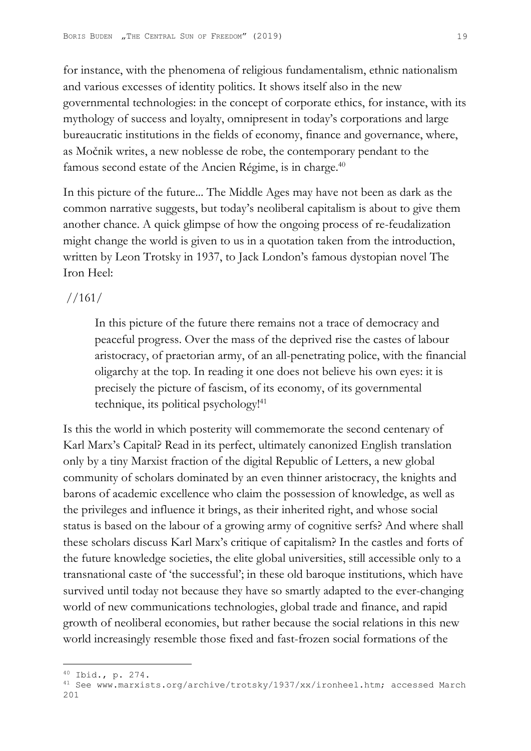for instance, with the phenomena of religious fundamentalism, ethnic nationalism and various excesses of identity politics. It shows itself also in the new governmental technologies: in the concept of corporate ethics, for instance, with its mythology of success and loyalty, omnipresent in today's corporations and large bureaucratic institutions in the fields of economy, finance and governance, where, as Močnik writes, a new noblesse de robe, the contemporary pendant to the famous second estate of the Ancien Régime, is in charge.[40]

In this picture of the future... The Middle Ages may have not been as dark as the common narrative suggests, but today's neoliberal capitalism is about to give them another chance. A quick glimpse of how the ongoing process of re-feudalization might change the world is given to us in a quotation taken from the introduction, written by Leon Trotsky in 1937, to Jack London's famous dystopian novel The Iron Heel:

//161/

> In this picture of the future there remains not a trace of democracy and peaceful progress. Over the mass of the deprived rise the castes of labour aristocracy, of praetorian army, of an all-penetrating police, with the financial oligarchy at the top. In reading it one does not believe his own eyes: it is precisely the picture of fascism, of its economy, of its governmental technique, its political psychology![41]

Is this the world in which posterity will commemorate the second centenary of Karl Marx's Capital? Read in its perfect, ultimately canonized English translation only by a tiny Marxist fraction of the digital Republic of Letters, a new global community of scholars dominated by an even thinner aristocracy, the knights and barons of academic excellence who claim the possession of knowledge, as well as the privileges and influence it brings, as their inherited right, and whose social status is based on the labour of a growing army of cognitive serfs? And where shall these scholars discuss Karl Marx's critique of capitalism? In the castles and forts of the future knowledge societies, the elite global universities, still accessible only to a transnational caste of 'the successful'; in these old baroque institutions, which have survived until today not because they have so smartly adapted to the ever-changing world of new communications technologies, global trade and finance, and rapid growth of neoliberal economies, but rather because the social relations in this new world increasingly resemble those fixed and fast-frozen social formations of the

---

[40] Ibid., p. 274.

[41] See www.marxists.org/archive/trotsky/1937/xx/ironheel.htm; accessed March 201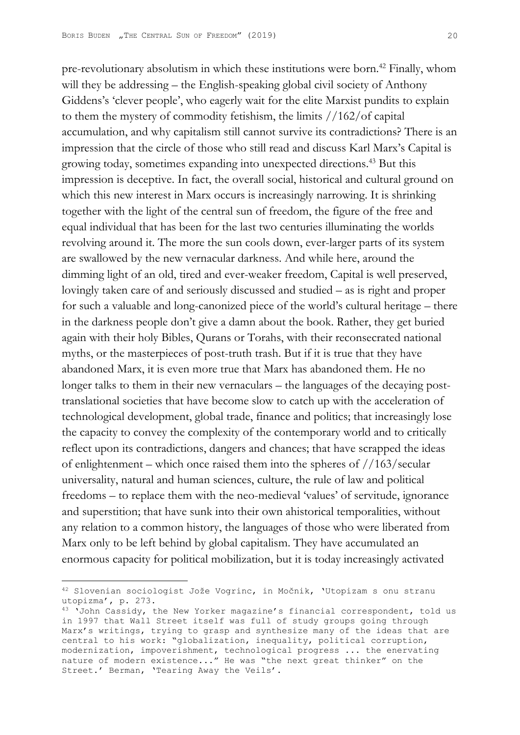pre-revolutionary absolutism in which these institutions were born.[42] Finally, whom will they be addressing – the English-speaking global civil society of Anthony Giddens's 'clever people', who eagerly wait for the elite Marxist pundits to explain to them the mystery of commodity fetishism, the limits //162/of capital accumulation, and why capitalism still cannot survive its contradictions? There is an impression that the circle of those who still read and discuss Karl Marx's Capital is growing today, sometimes expanding into unexpected directions.[43] But this impression is deceptive. In fact, the overall social, historical and cultural ground on which this new interest in Marx occurs is increasingly narrowing. It is shrinking together with the light of the central sun of freedom, the figure of the free and equal individual that has been for the last two centuries illuminating the worlds revolving around it. The more the sun cools down, ever-larger parts of its system are swallowed by the new vernacular darkness. And while here, around the dimming light of an old, tired and ever-weaker freedom, Capital is well preserved, lovingly taken care of and seriously discussed and studied – as is right and proper for such a valuable and long-canonized piece of the world's cultural heritage – there in the darkness people don't give a damn about the book. Rather, they get buried again with their holy Bibles, Qurans or Torahs, with their reconsecrated national myths, or the masterpieces of post-truth trash. But if it is true that they have abandoned Marx, it is even more true that Marx has abandoned them. He no longer talks to them in their new vernaculars – the languages of the decaying post-translational societies that have become slow to catch up with the acceleration of technological development, global trade, finance and politics; that increasingly lose the capacity to convey the complexity of the contemporary world and to critically reflect upon its contradictions, dangers and chances; that have scrapped the ideas of enlightenment – which once raised them into the spheres of //163/secular universality, natural and human sciences, culture, the rule of law and political freedoms – to replace them with the neo-medieval 'values' of servitude, ignorance and superstition; that have sunk into their own ahistorical temporalities, without any relation to a common history, the languages of those who were liberated from Marx only to be left behind by global capitalism. They have accumulated an enormous capacity for political mobilization, but it is today increasingly activated

---

[42] Slovenian sociologist Jože Vogrinc, in Močnik, 'Utopizam s onu stranu utopizma', p. 273.

[43] 'John Cassidy, the New Yorker magazine's financial correspondent, told us in 1997 that Wall Street itself was full of study groups going through Marx's writings, trying to grasp and synthesize many of the ideas that are central to his work: "globalization, inequality, political corruption, modernization, impoverishment, technological progress ... the enervating nature of modern existence..." He was "the next great thinker" on the Street.' Berman, 'Tearing Away the Veils'.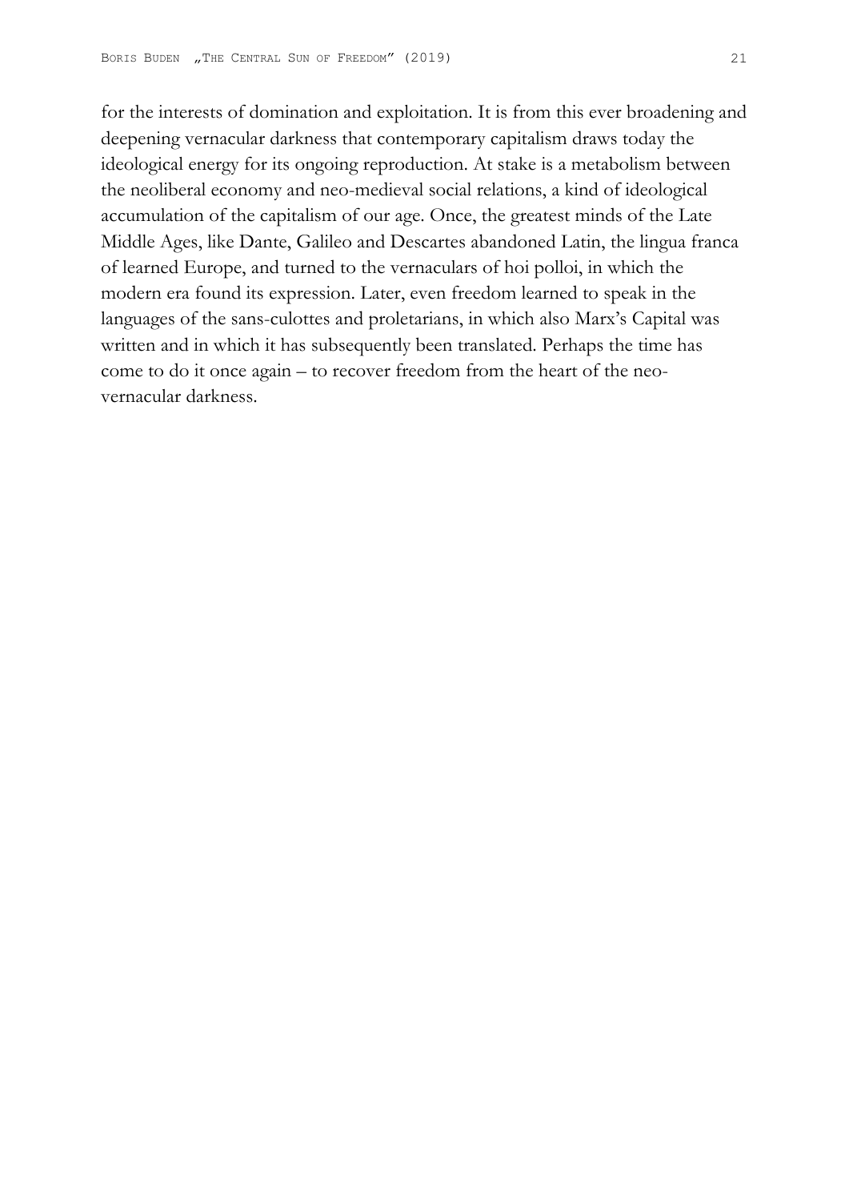for the interests of domination and exploitation. It is from this ever broadening and deepening vernacular darkness that contemporary capitalism draws today the ideological energy for its ongoing reproduction. At stake is a metabolism between the neoliberal economy and neo-medieval social relations, a kind of ideological accumulation of the capitalism of our age. Once, the greatest minds of the Late Middle Ages, like Dante, Galileo and Descartes abandoned Latin, the lingua franca of learned Europe, and turned to the vernaculars of hoi polloi, in which the modern era found its expression. Later, even freedom learned to speak in the languages of the sans-culottes and proletarians, in which also Marx's Capital was written and in which it has subsequently been translated. Perhaps the time has come to do it once again – to recover freedom from the heart of the neo-vernacular darkness.